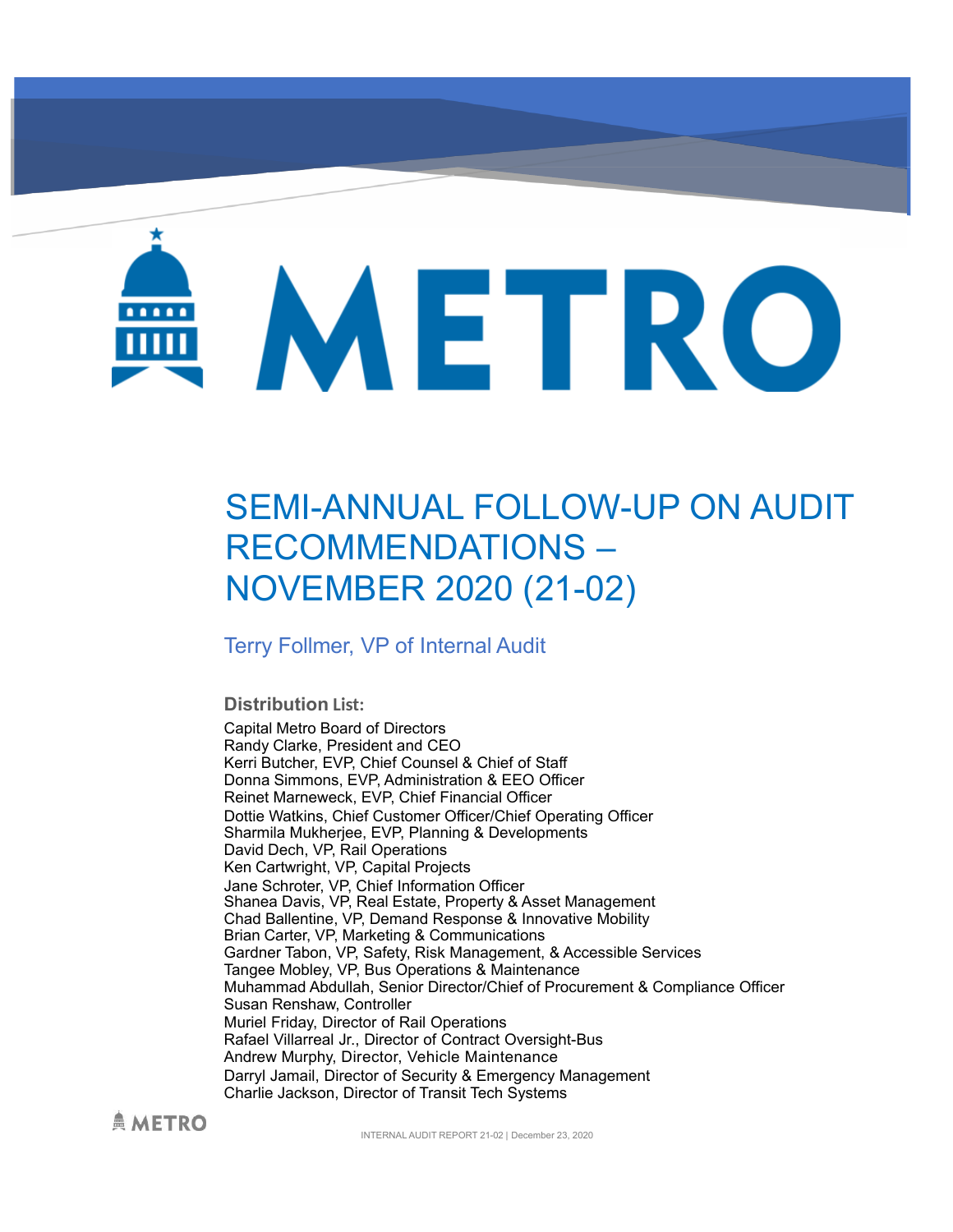# METRO

# SEMI-ANNUAL FOLLOW-UP ON AUDIT RECOMMENDATIONS – NOVEMBER 2020 (21-02)

Terry Follmer, VP of Internal Audit

**Distribution List:**

Capital Metro Board of Directors
Randy Clarke, President and CEO
Kerri Butcher, EVP, Chief Counsel & Chief of Staff
Donna Simmons, EVP, Administration & EEO Officer
Reinet Marneweck, EVP, Chief Financial Officer
Dottie Watkins, Chief Customer Officer/Chief Operating Officer
Sharmila Mukherjee, EVP, Planning & Developments
David Dech, VP, Rail Operations
Ken Cartwright, VP, Capital Projects
Jane Schroter, VP, Chief Information Officer
Shanea Davis, VP, Real Estate, Property & Asset Management
Chad Ballentine, VP, Demand Response & Innovative Mobility
Brian Carter, VP, Marketing & Communications
Gardner Tabon, VP, Safety, Risk Management, & Accessible Services
Tangee Mobley, VP, Bus Operations & Maintenance
Muhammad Abdullah, Senior Director/Chief of Procurement & Compliance Officer
Susan Renshaw, Controller
Muriel Friday, Director of Rail Operations
Rafael Villarreal Jr., Director of Contract Oversight-Bus
Andrew Murphy, Director, Vehicle Maintenance
Darryl Jamail, Director of Security & Emergency Management
Charlie Jackson, Director of Transit Tech Systems

INTERNAL AUDIT REPORT 21-02 | December 23, 2020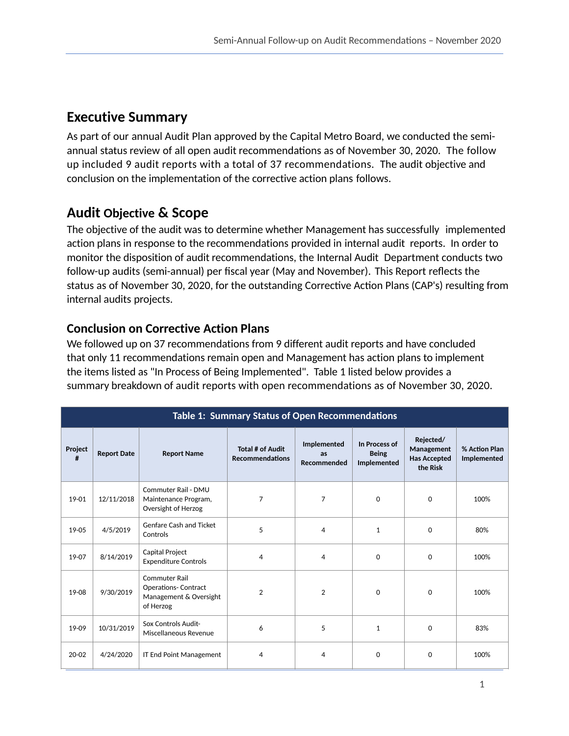## Executive Summary

As part of our annual Audit Plan approved by the Capital Metro Board, we conducted the semi-annual status review of all open audit recommendations as of November 30, 2020. The follow up included 9 audit reports with a total of 37 recommendations. The audit objective and conclusion on the implementation of the corrective action plans follows.

## Audit Objective & Scope

The objective of the audit was to determine whether Management has successfully implemented action plans in response to the recommendations provided in internal audit reports. In order to monitor the disposition of audit recommendations, the Internal Audit Department conducts two follow-up audits (semi-annual) per fiscal year (May and November). This Report reflects the status as of November 30, 2020, for the outstanding Corrective Action Plans (CAP's) resulting from internal audits projects.

### Conclusion on Corrective Action Plans

We followed up on 37 recommendations from 9 different audit reports and have concluded that only 11 recommendations remain open and Management has action plans to implement the items listed as "In Process of Being Implemented". Table 1 listed below provides a summary breakdown of audit reports with open recommendations as of November 30, 2020.

**Table 1: Summary Status of Open Recommendations**

| Project # | Report Date | Report Name | Total # of Audit Recommendations | Implemented as Recommended | In Process of Being Implemented | Rejected/ Management Has Accepted the Risk | % Action Plan Implemented |
|---|---|---|---|---|---|---|---|
| 19-01 | 12/11/2018 | Commuter Rail - DMU Maintenance Program, Oversight of Herzog | 7 | 7 | 0 | 0 | 100% |
| 19-05 | 4/5/2019 | Genfare Cash and Ticket Controls | 5 | 4 | 1 | 0 | 80% |
| 19-07 | 8/14/2019 | Capital Project Expenditure Controls | 4 | 4 | 0 | 0 | 100% |
| 19-08 | 9/30/2019 | Commuter Rail Operations- Contract Management & Oversight of Herzog | 2 | 2 | 0 | 0 | 100% |
| 19-09 | 10/31/2019 | Sox Controls Audit- Miscellaneous Revenue | 6 | 5 | 1 | 0 | 83% |
| 20-02 | 4/24/2020 | IT End Point Management | 4 | 4 | 0 | 0 | 100% |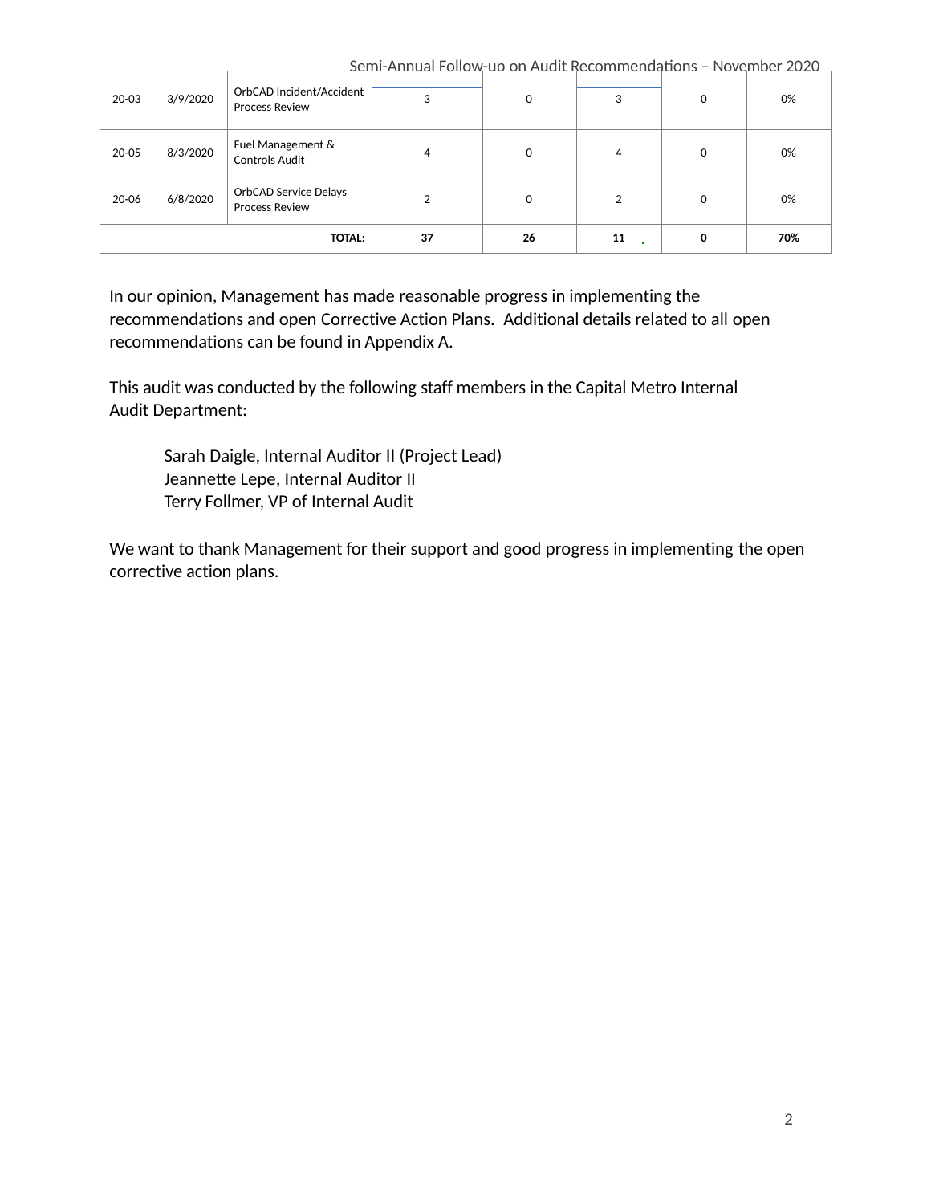| | | | | | | | |
|---|---|---|---|---|---|---|---|
| 20-03 | 3/9/2020 | OrbCAD Incident/Accident Process Review | 3 | 0 | 3 | 0 | 0% |
| 20-05 | 8/3/2020 | Fuel Management & Controls Audit | 4 | 0 | 4 | 0 | 0% |
| 20-06 | 6/8/2020 | OrbCAD Service Delays Process Review | 2 | 0 | 2 | 0 | 0% |
| **TOTAL:** | | | **37** | **26** | **11** | **0** | **70%** |

In our opinion, Management has made reasonable progress in implementing the recommendations and open Corrective Action Plans. Additional details related to all open recommendations can be found in Appendix A.

This audit was conducted by the following staff members in the Capital Metro Internal Audit Department:

Sarah Daigle, Internal Auditor II (Project Lead)
Jeannette Lepe, Internal Auditor II
Terry Follmer, VP of Internal Audit

We want to thank Management for their support and good progress in implementing the open corrective action plans.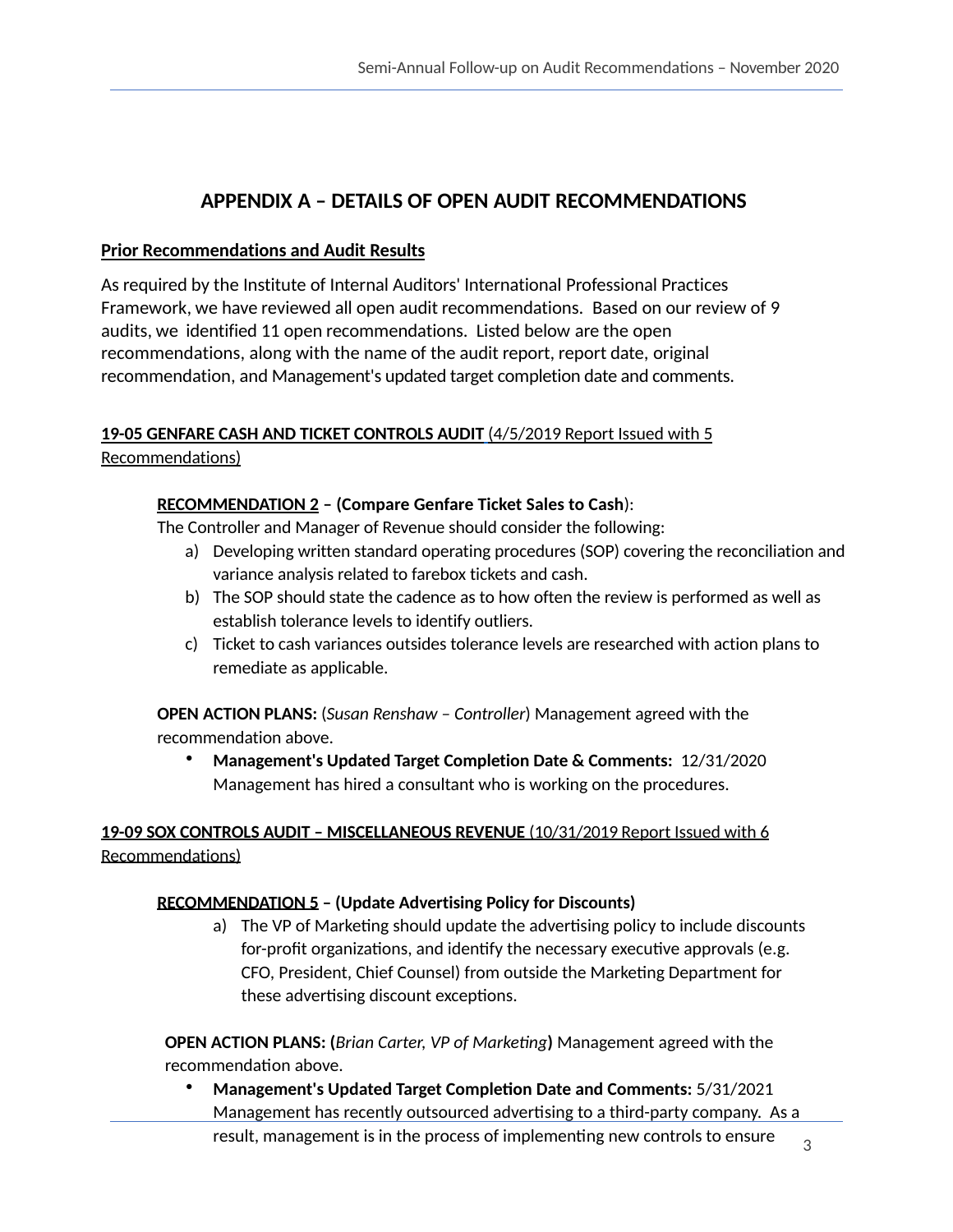## APPENDIX A – DETAILS OF OPEN AUDIT RECOMMENDATIONS

**Prior Recommendations and Audit Results**

As required by the Institute of Internal Auditors' International Professional Practices Framework, we have reviewed all open audit recommendations. Based on our review of 9 audits, we identified 11 open recommendations. Listed below are the open recommendations, along with the name of the audit report, report date, original recommendation, and Management's updated target completion date and comments.

**19-05 GENFARE CASH AND TICKET CONTROLS AUDIT** (4/5/2019 Report Issued with 5 Recommendations)

**RECOMMENDATION 2 – (Compare Genfare Ticket Sales to Cash)**:
The Controller and Manager of Revenue should consider the following:

a) Developing written standard operating procedures (SOP) covering the reconciliation and variance analysis related to farebox tickets and cash.
b) The SOP should state the cadence as to how often the review is performed as well as establish tolerance levels to identify outliers.
c) Ticket to cash variances outsides tolerance levels are researched with action plans to remediate as applicable.

**OPEN ACTION PLANS:** (*Susan Renshaw – Controller*) Management agreed with the recommendation above.

- **Management's Updated Target Completion Date & Comments:** 12/31/2020 Management has hired a consultant who is working on the procedures.

**19-09 SOX CONTROLS AUDIT – MISCELLANEOUS REVENUE** (10/31/2019 Report Issued with 6 Recommendations)

**RECOMMENDATION 5 – (Update Advertising Policy for Discounts)**

a) The VP of Marketing should update the advertising policy to include discounts for-profit organizations, and identify the necessary executive approvals (e.g. CFO, President, Chief Counsel) from outside the Marketing Department for these advertising discount exceptions.

**OPEN ACTION PLANS: (***Brian Carter, VP of Marketing***)** Management agreed with the recommendation above.

- **Management's Updated Target Completion Date and Comments:** 5/31/2021 Management has recently outsourced advertising to a third-party company. As a result, management is in the process of implementing new controls to ensure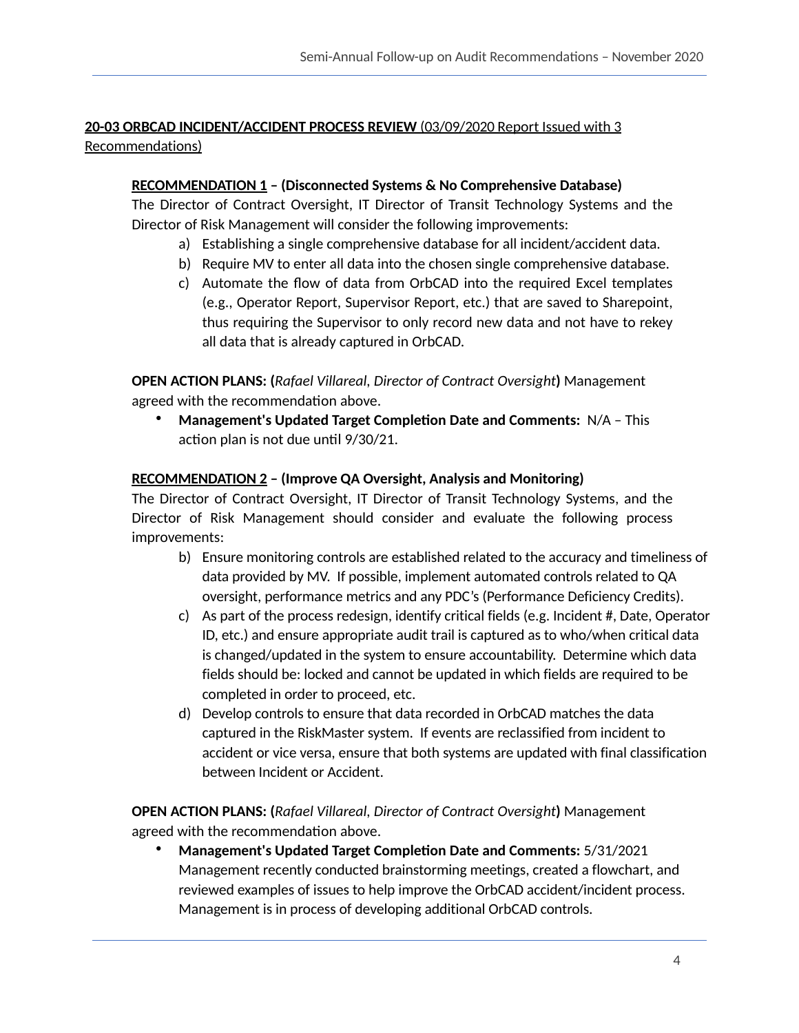**<u>20-03 ORBCAD INCIDENT/ACCIDENT PROCESS REVIEW</u>** <u>(03/09/2020 Report Issued with 3 Recommendations)</u>

**<u>RECOMMENDATION 1</u> – (Disconnected Systems & No Comprehensive Database)**
The Director of Contract Oversight, IT Director of Transit Technology Systems and the Director of Risk Management will consider the following improvements:

a) Establishing a single comprehensive database for all incident/accident data.
b) Require MV to enter all data into the chosen single comprehensive database.
c) Automate the flow of data from OrbCAD into the required Excel templates (e.g., Operator Report, Supervisor Report, etc.) that are saved to Sharepoint, thus requiring the Supervisor to only record new data and not have to rekey all data that is already captured in OrbCAD.

**OPEN ACTION PLANS: (***Rafael Villareal*, *Director of Contract Oversight***)** Management agreed with the recommendation above.

- **Management's Updated Target Completion Date and Comments:** N/A – This action plan is not due until 9/30/21.

**<u>RECOMMENDATION 2</u> – (Improve QA Oversight, Analysis and Monitoring)**
The Director of Contract Oversight, IT Director of Transit Technology Systems, and the Director of Risk Management should consider and evaluate the following process improvements:

b) Ensure monitoring controls are established related to the accuracy and timeliness of data provided by MV. If possible, implement automated controls related to QA oversight, performance metrics and any PDC's (Performance Deficiency Credits).
c) As part of the process redesign, identify critical fields (e.g. Incident #, Date, Operator ID, etc.) and ensure appropriate audit trail is captured as to who/when critical data is changed/updated in the system to ensure accountability. Determine which data fields should be: locked and cannot be updated in which fields are required to be completed in order to proceed, etc.
d) Develop controls to ensure that data recorded in OrbCAD matches the data captured in the RiskMaster system. If events are reclassified from incident to accident or vice versa, ensure that both systems are updated with final classification between Incident or Accident.

**OPEN ACTION PLANS: (***Rafael Villareal*, *Director of Contract Oversight***)** Management agreed with the recommendation above.

- **Management's Updated Target Completion Date and Comments:** 5/31/2021 Management recently conducted brainstorming meetings, created a flowchart, and reviewed examples of issues to help improve the OrbCAD accident/incident process. Management is in process of developing additional OrbCAD controls.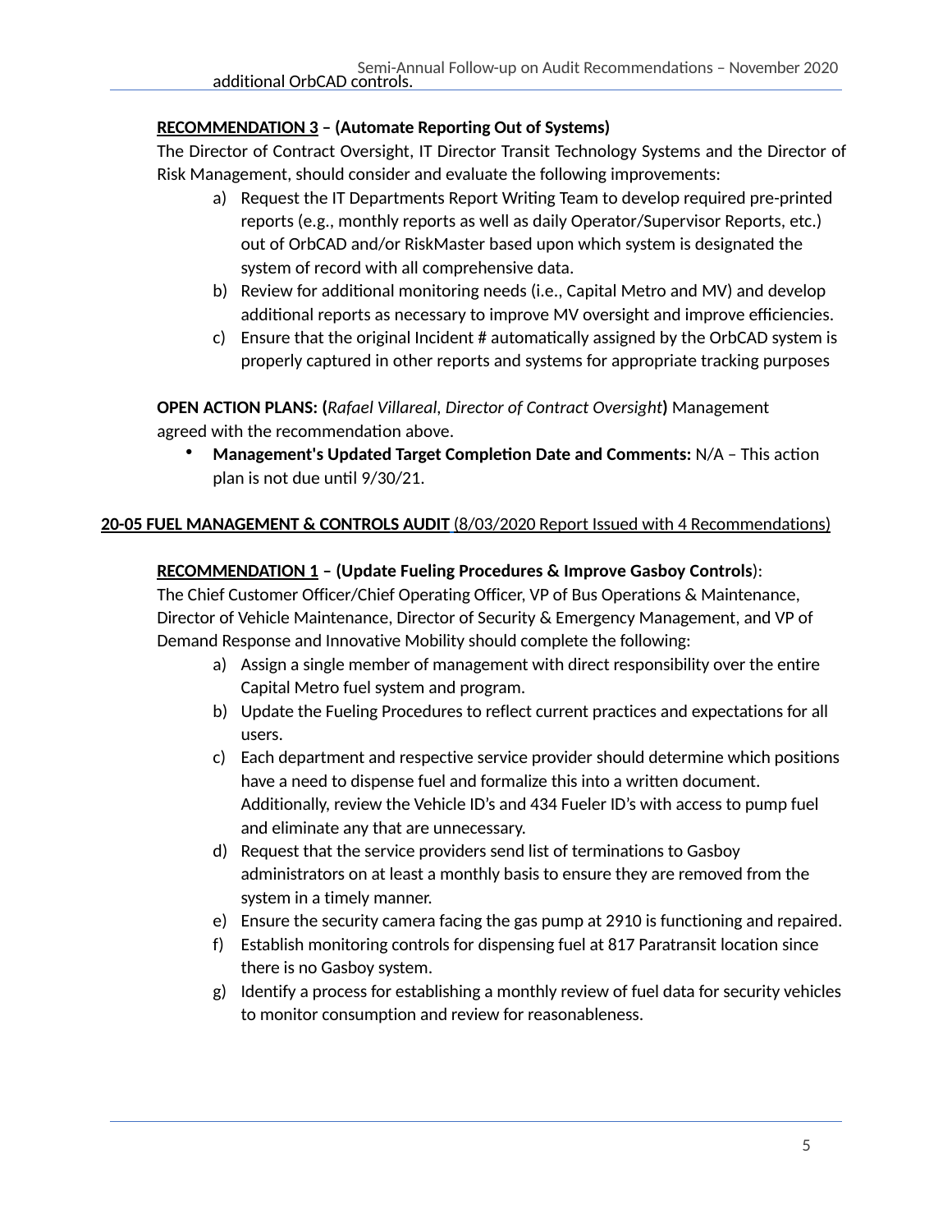additional OrbCAD controls.

**RECOMMENDATION 3 – (Automate Reporting Out of Systems)**
The Director of Contract Oversight, IT Director Transit Technology Systems and the Director of Risk Management, should consider and evaluate the following improvements:

a) Request the IT Departments Report Writing Team to develop required pre-printed reports (e.g., monthly reports as well as daily Operator/Supervisor Reports, etc.) out of OrbCAD and/or RiskMaster based upon which system is designated the system of record with all comprehensive data.
b) Review for additional monitoring needs (i.e., Capital Metro and MV) and develop additional reports as necessary to improve MV oversight and improve efficiencies.
c) Ensure that the original Incident # automatically assigned by the OrbCAD system is properly captured in other reports and systems for appropriate tracking purposes

**OPEN ACTION PLANS: (***Rafael Villareal, Director of Contract Oversight***)** Management agreed with the recommendation above.

- **Management's Updated Target Completion Date and Comments:** N/A – This action plan is not due until 9/30/21.

**20-05 FUEL MANAGEMENT & CONTROLS AUDIT** (8/03/2020 Report Issued with 4 Recommendations)

**RECOMMENDATION 1 – (Update Fueling Procedures & Improve Gasboy Controls**):
The Chief Customer Officer/Chief Operating Officer, VP of Bus Operations & Maintenance, Director of Vehicle Maintenance, Director of Security & Emergency Management, and VP of Demand Response and Innovative Mobility should complete the following:

a) Assign a single member of management with direct responsibility over the entire Capital Metro fuel system and program.
b) Update the Fueling Procedures to reflect current practices and expectations for all users.
c) Each department and respective service provider should determine which positions have a need to dispense fuel and formalize this into a written document. Additionally, review the Vehicle ID's and 434 Fueler ID's with access to pump fuel and eliminate any that are unnecessary.
d) Request that the service providers send list of terminations to Gasboy administrators on at least a monthly basis to ensure they are removed from the system in a timely manner.
e) Ensure the security camera facing the gas pump at 2910 is functioning and repaired.
f) Establish monitoring controls for dispensing fuel at 817 Paratransit location since there is no Gasboy system.
g) Identify a process for establishing a monthly review of fuel data for security vehicles to monitor consumption and review for reasonableness.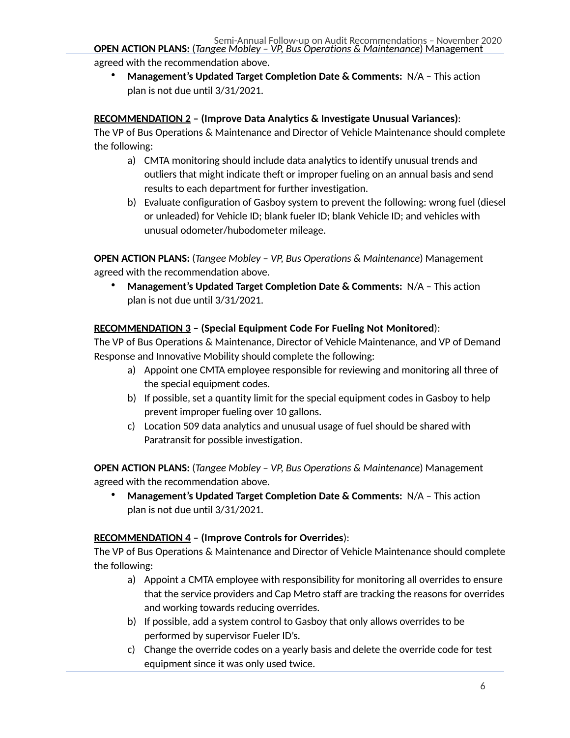**OPEN ACTION PLANS:** (*Tangee Mobley – VP, Bus Operations & Maintenance*) Management agreed with the recommendation above.

- **Management's Updated Target Completion Date & Comments:** N/A – This action plan is not due until 3/31/2021.

**<u>RECOMMENDATION 2</u> – (Improve Data Analytics & Investigate Unusual Variances)**:
The VP of Bus Operations & Maintenance and Director of Vehicle Maintenance should complete the following:

a) CMTA monitoring should include data analytics to identify unusual trends and outliers that might indicate theft or improper fueling on an annual basis and send results to each department for further investigation.
b) Evaluate configuration of Gasboy system to prevent the following: wrong fuel (diesel or unleaded) for Vehicle ID; blank fueler ID; blank Vehicle ID; and vehicles with unusual odometer/hubodometer mileage.

**OPEN ACTION PLANS:** (*Tangee Mobley – VP, Bus Operations & Maintenance*) Management agreed with the recommendation above.

- **Management's Updated Target Completion Date & Comments:** N/A – This action plan is not due until 3/31/2021.

**<u>RECOMMENDATION 3</u> – (Special Equipment Code For Fueling Not Monitored)**:
The VP of Bus Operations & Maintenance, Director of Vehicle Maintenance, and VP of Demand Response and Innovative Mobility should complete the following:

a) Appoint one CMTA employee responsible for reviewing and monitoring all three of the special equipment codes.
b) If possible, set a quantity limit for the special equipment codes in Gasboy to help prevent improper fueling over 10 gallons.
c) Location 509 data analytics and unusual usage of fuel should be shared with Paratransit for possible investigation.

**OPEN ACTION PLANS:** (*Tangee Mobley – VP, Bus Operations & Maintenance*) Management agreed with the recommendation above.

- **Management's Updated Target Completion Date & Comments:** N/A – This action plan is not due until 3/31/2021.

**<u>RECOMMENDATION 4</u> – (Improve Controls for Overrides)**:
The VP of Bus Operations & Maintenance and Director of Vehicle Maintenance should complete the following:

a) Appoint a CMTA employee with responsibility for monitoring all overrides to ensure that the service providers and Cap Metro staff are tracking the reasons for overrides and working towards reducing overrides.
b) If possible, add a system control to Gasboy that only allows overrides to be performed by supervisor Fueler ID's.
c) Change the override codes on a yearly basis and delete the override code for test equipment since it was only used twice.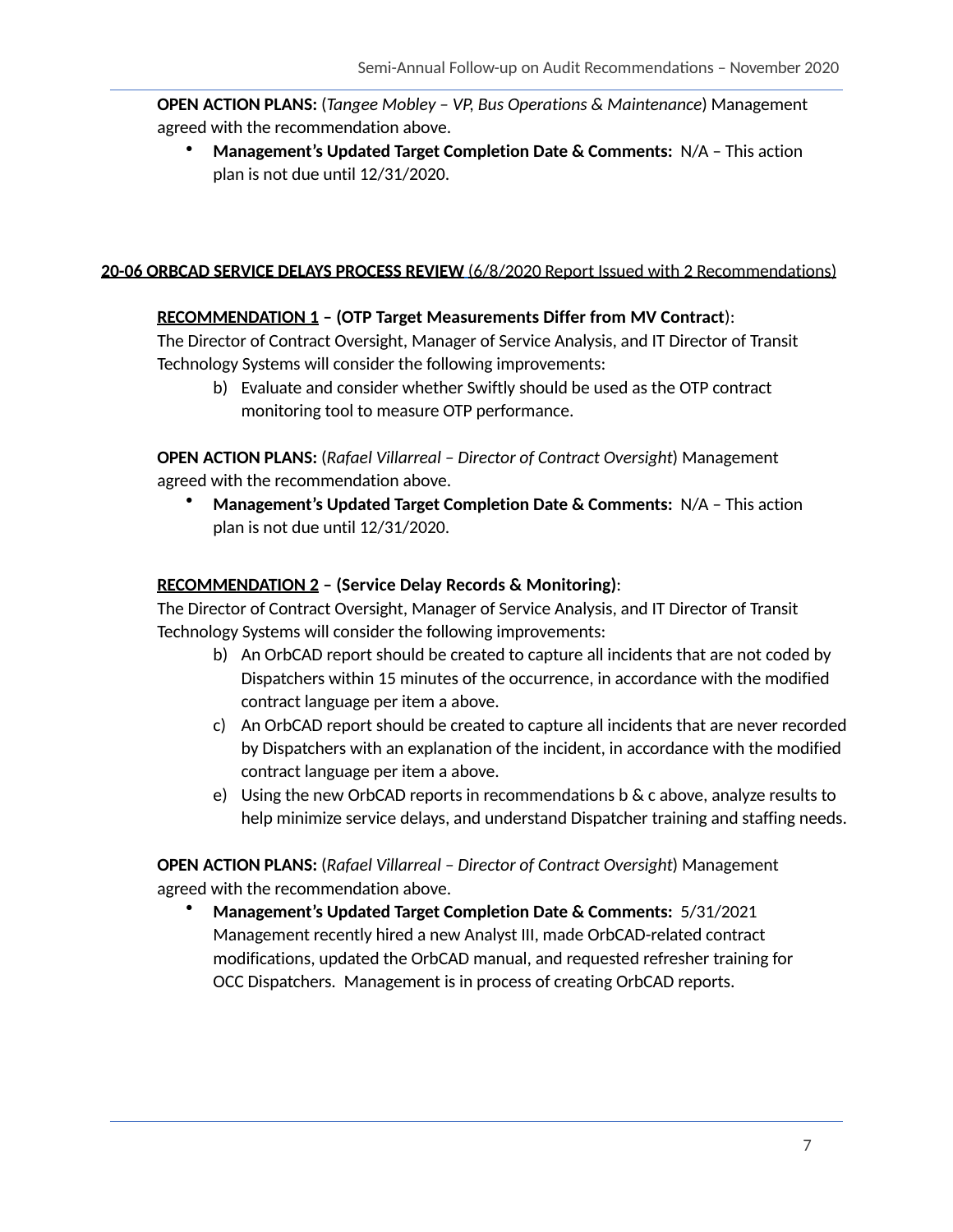**OPEN ACTION PLANS:** (*Tangee Mobley – VP, Bus Operations & Maintenance*) Management agreed with the recommendation above.

- **Management's Updated Target Completion Date & Comments:** N/A – This action plan is not due until 12/31/2020.

## 20-06 ORBCAD SERVICE DELAYS PROCESS REVIEW (6/8/2020 Report Issued with 2 Recommendations)

**RECOMMENDATION 1 – (OTP Target Measurements Differ from MV Contract)**:
The Director of Contract Oversight, Manager of Service Analysis, and IT Director of Transit Technology Systems will consider the following improvements:

b) Evaluate and consider whether Swiftly should be used as the OTP contract monitoring tool to measure OTP performance.

**OPEN ACTION PLANS:** (*Rafael Villarreal – Director of Contract Oversight*) Management agreed with the recommendation above.

- **Management's Updated Target Completion Date & Comments:** N/A – This action plan is not due until 12/31/2020.

**RECOMMENDATION 2 – (Service Delay Records & Monitoring)**:
The Director of Contract Oversight, Manager of Service Analysis, and IT Director of Transit Technology Systems will consider the following improvements:

b) An OrbCAD report should be created to capture all incidents that are not coded by Dispatchers within 15 minutes of the occurrence, in accordance with the modified contract language per item a above.

c) An OrbCAD report should be created to capture all incidents that are never recorded by Dispatchers with an explanation of the incident, in accordance with the modified contract language per item a above.

e) Using the new OrbCAD reports in recommendations b & c above, analyze results to help minimize service delays, and understand Dispatcher training and staffing needs.

**OPEN ACTION PLANS:** (*Rafael Villarreal – Director of Contract Oversight*) Management agreed with the recommendation above.

- **Management's Updated Target Completion Date & Comments:** 5/31/2021 Management recently hired a new Analyst III, made OrbCAD-related contract modifications, updated the OrbCAD manual, and requested refresher training for OCC Dispatchers. Management is in process of creating OrbCAD reports.